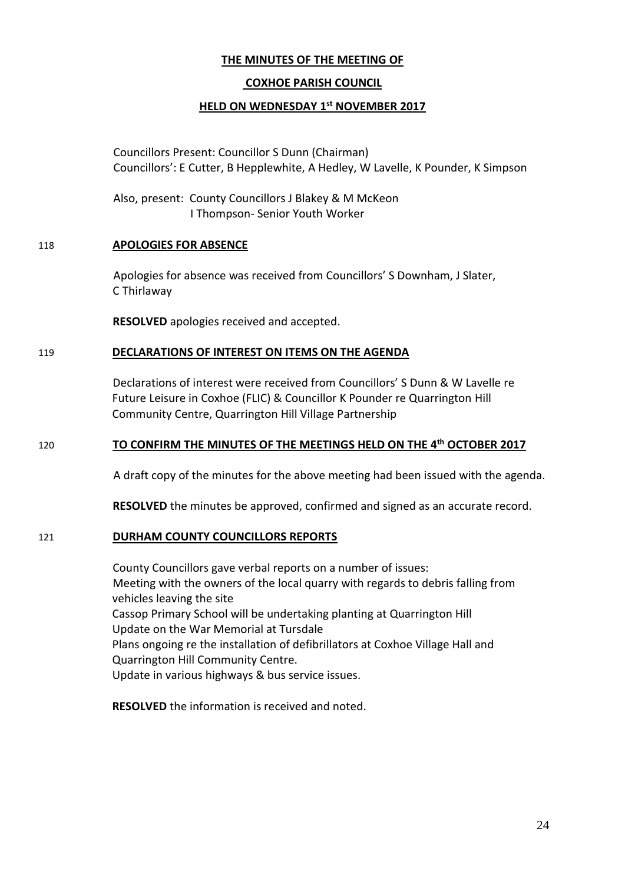# THE MINUTES OF THE MEETING OF

# COXHOE PARISH COUNCIL

## HELD ON WEDNESDAY 1st NOVEMBER 2017

Councillors Present: Councillor S Dunn (Chairman)
Councillors': E Cutter, B Hepplewhite, A Hedley, W Lavelle, K Pounder, K Simpson

Also, present: County Councillors J Blakey & M McKeon
I Thompson- Senior Youth Worker

118 **APOLOGIES FOR ABSENCE**

Apologies for absence was received from Councillors' S Downham, J Slater, C Thirlaway

**RESOLVED** apologies received and accepted.

119 **DECLARATIONS OF INTEREST ON ITEMS ON THE AGENDA**

Declarations of interest were received from Councillors' S Dunn & W Lavelle re Future Leisure in Coxhoe (FLIC) & Councillor K Pounder re Quarrington Hill Community Centre, Quarrington Hill Village Partnership

120 **TO CONFIRM THE MINUTES OF THE MEETINGS HELD ON THE 4th OCTOBER 2017**

A draft copy of the minutes for the above meeting had been issued with the agenda.

**RESOLVED** the minutes be approved, confirmed and signed as an accurate record.

121 **DURHAM COUNTY COUNCILLORS REPORTS**

County Councillors gave verbal reports on a number of issues:
Meeting with the owners of the local quarry with regards to debris falling from vehicles leaving the site
Cassop Primary School will be undertaking planting at Quarrington Hill
Update on the War Memorial at Tursdale
Plans ongoing re the installation of defibrillators at Coxhoe Village Hall and Quarrington Hill Community Centre.
Update in various highways & bus service issues.

**RESOLVED** the information is received and noted.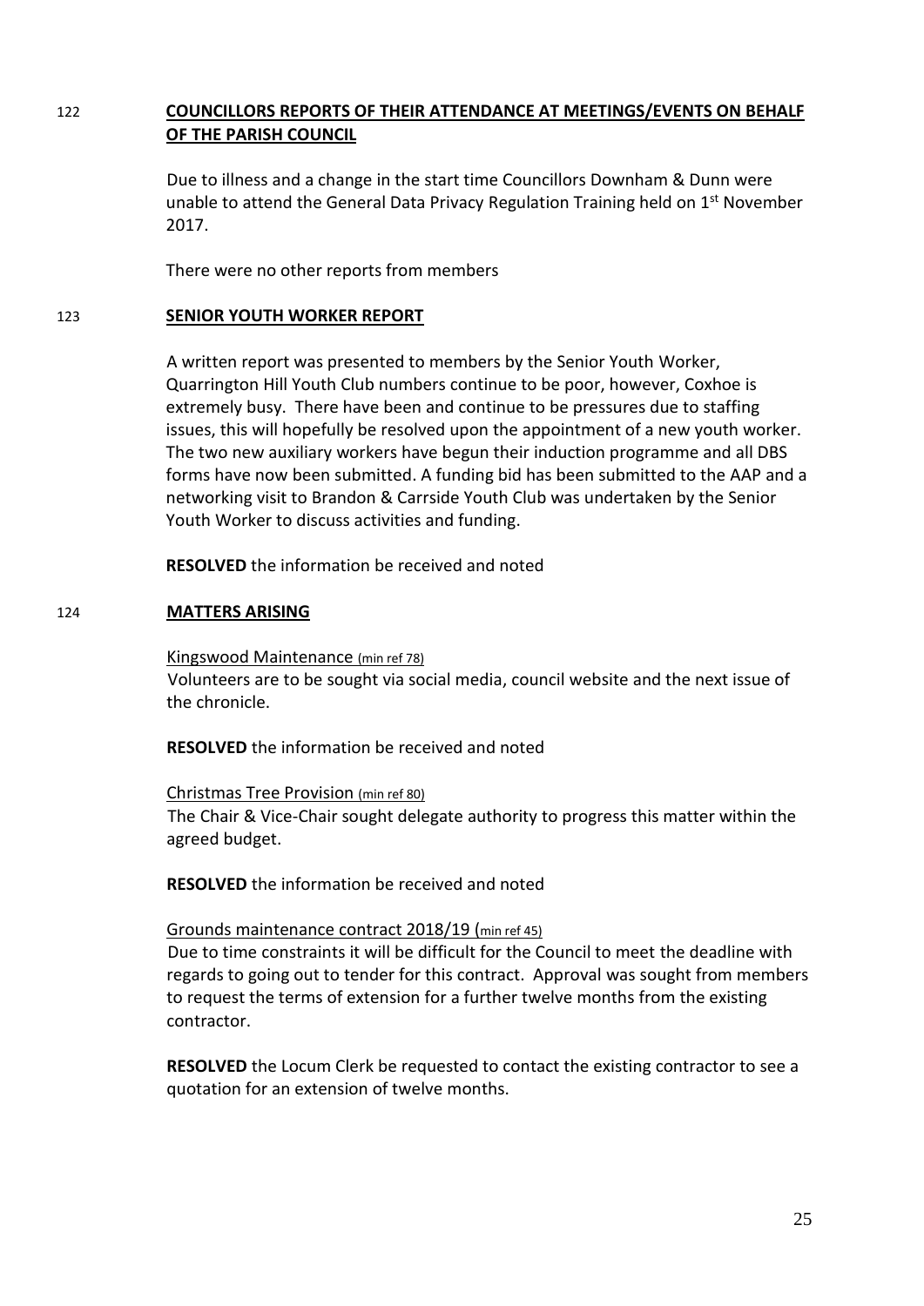122 **COUNCILLORS REPORTS OF THEIR ATTENDANCE AT MEETINGS/EVENTS ON BEHALF OF THE PARISH COUNCIL**

Due to illness and a change in the start time Councillors Downham & Dunn were unable to attend the General Data Privacy Regulation Training held on 1st November 2017.

There were no other reports from members

123 **SENIOR YOUTH WORKER REPORT**

A written report was presented to members by the Senior Youth Worker, Quarrington Hill Youth Club numbers continue to be poor, however, Coxhoe is extremely busy. There have been and continue to be pressures due to staffing issues, this will hopefully be resolved upon the appointment of a new youth worker. The two new auxiliary workers have begun their induction programme and all DBS forms have now been submitted. A funding bid has been submitted to the AAP and a networking visit to Brandon & Carrside Youth Club was undertaken by the Senior Youth Worker to discuss activities and funding.

**RESOLVED** the information be received and noted

124 **MATTERS ARISING**

Kingswood Maintenance (min ref 78)
Volunteers are to be sought via social media, council website and the next issue of the chronicle.

**RESOLVED** the information be received and noted

Christmas Tree Provision (min ref 80)
The Chair & Vice-Chair sought delegate authority to progress this matter within the agreed budget.

**RESOLVED** the information be received and noted

Grounds maintenance contract 2018/19 (min ref 45)
Due to time constraints it will be difficult for the Council to meet the deadline with regards to going out to tender for this contract. Approval was sought from members to request the terms of extension for a further twelve months from the existing contractor.

**RESOLVED** the Locum Clerk be requested to contact the existing contractor to see a quotation for an extension of twelve months.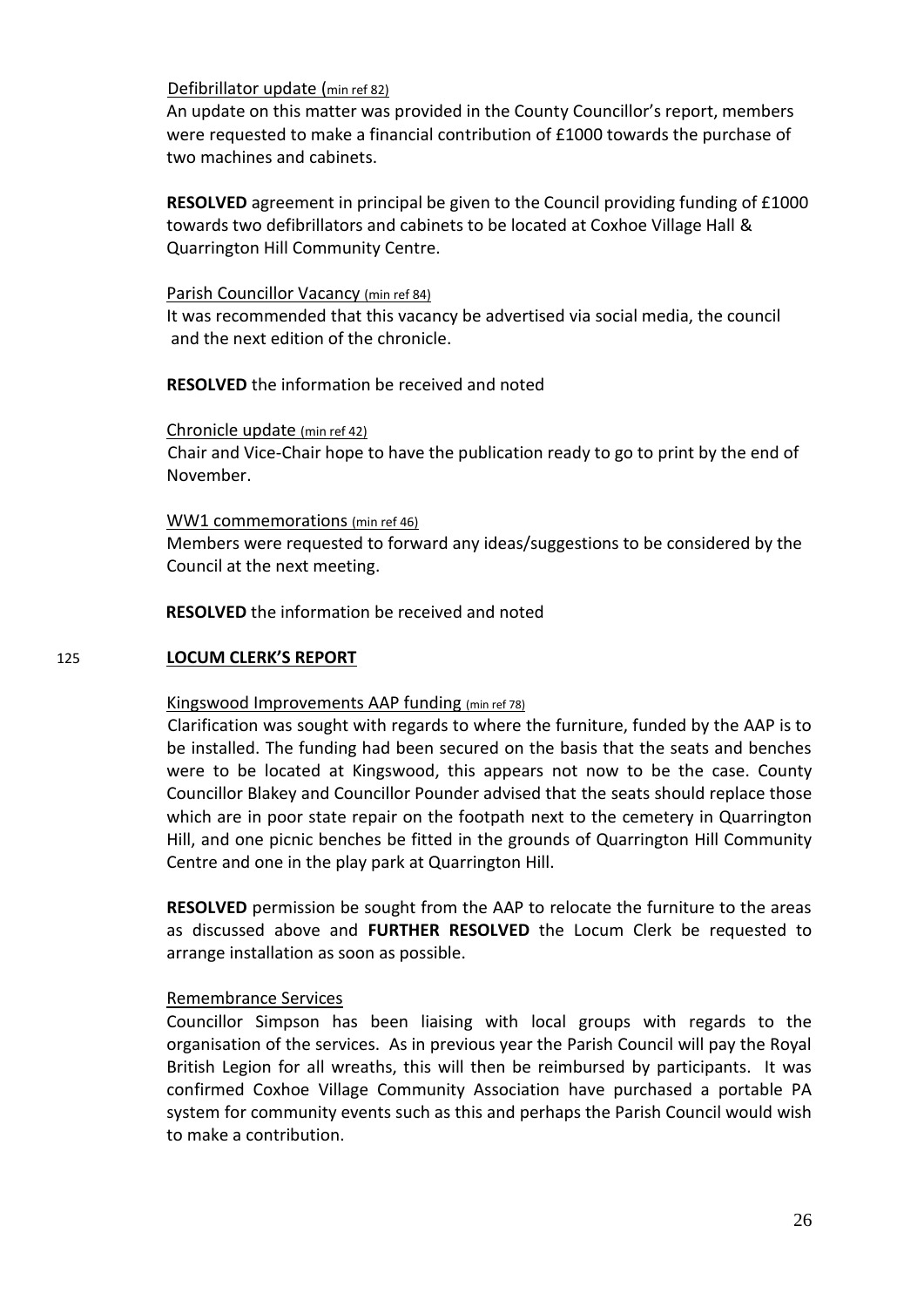Defibrillator update (min ref 82)

An update on this matter was provided in the County Councillor's report, members were requested to make a financial contribution of £1000 towards the purchase of two machines and cabinets.

**RESOLVED** agreement in principal be given to the Council providing funding of £1000 towards two defibrillators and cabinets to be located at Coxhoe Village Hall & Quarrington Hill Community Centre.

Parish Councillor Vacancy (min ref 84)

It was recommended that this vacancy be advertised via social media, the council and the next edition of the chronicle.

**RESOLVED** the information be received and noted

Chronicle update (min ref 42)

Chair and Vice-Chair hope to have the publication ready to go to print by the end of November.

WW1 commemorations (min ref 46)

Members were requested to forward any ideas/suggestions to be considered by the Council at the next meeting.

**RESOLVED** the information be received and noted

## 125 **LOCUM CLERK'S REPORT**

Kingswood Improvements AAP funding (min ref 78)

Clarification was sought with regards to where the furniture, funded by the AAP is to be installed. The funding had been secured on the basis that the seats and benches were to be located at Kingswood, this appears not now to be the case. County Councillor Blakey and Councillor Pounder advised that the seats should replace those which are in poor state repair on the footpath next to the cemetery in Quarrington Hill, and one picnic benches be fitted in the grounds of Quarrington Hill Community Centre and one in the play park at Quarrington Hill.

**RESOLVED** permission be sought from the AAP to relocate the furniture to the areas as discussed above and **FURTHER RESOLVED** the Locum Clerk be requested to arrange installation as soon as possible.

Remembrance Services

Councillor Simpson has been liaising with local groups with regards to the organisation of the services. As in previous year the Parish Council will pay the Royal British Legion for all wreaths, this will then be reimbursed by participants. It was confirmed Coxhoe Village Community Association have purchased a portable PA system for community events such as this and perhaps the Parish Council would wish to make a contribution.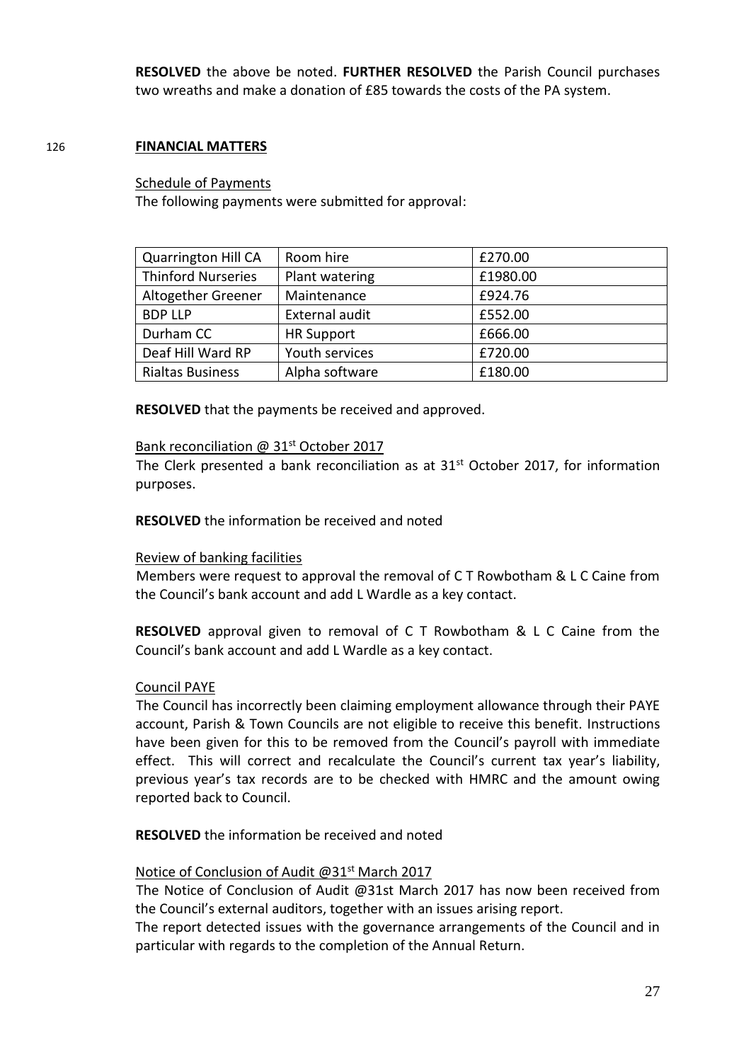**RESOLVED** the above be noted. **FURTHER RESOLVED** the Parish Council purchases two wreaths and make a donation of £85 towards the costs of the PA system.

## 126 FINANCIAL MATTERS

Schedule of Payments

The following payments were submitted for approval:

| | | |
|---|---|---|
| Quarrington Hill CA | Room hire | £270.00 |
| Thinford Nurseries | Plant watering | £1980.00 |
| Altogether Greener | Maintenance | £924.76 |
| BDP LLP | External audit | £552.00 |
| Durham CC | HR Support | £666.00 |
| Deaf Hill Ward RP | Youth services | £720.00 |
| Rialtas Business | Alpha software | £180.00 |

**RESOLVED** that the payments be received and approved.

Bank reconciliation @ 31st October 2017

The Clerk presented a bank reconciliation as at 31st October 2017, for information purposes.

**RESOLVED** the information be received and noted

Review of banking facilities

Members were request to approval the removal of C T Rowbotham & L C Caine from the Council's bank account and add L Wardle as a key contact.

**RESOLVED** approval given to removal of C T Rowbotham & L C Caine from the Council's bank account and add L Wardle as a key contact.

Council PAYE

The Council has incorrectly been claiming employment allowance through their PAYE account, Parish & Town Councils are not eligible to receive this benefit. Instructions have been given for this to be removed from the Council's payroll with immediate effect. This will correct and recalculate the Council's current tax year's liability, previous year's tax records are to be checked with HMRC and the amount owing reported back to Council.

**RESOLVED** the information be received and noted

Notice of Conclusion of Audit @31st March 2017

The Notice of Conclusion of Audit @31st March 2017 has now been received from the Council's external auditors, together with an issues arising report.
The report detected issues with the governance arrangements of the Council and in particular with regards to the completion of the Annual Return.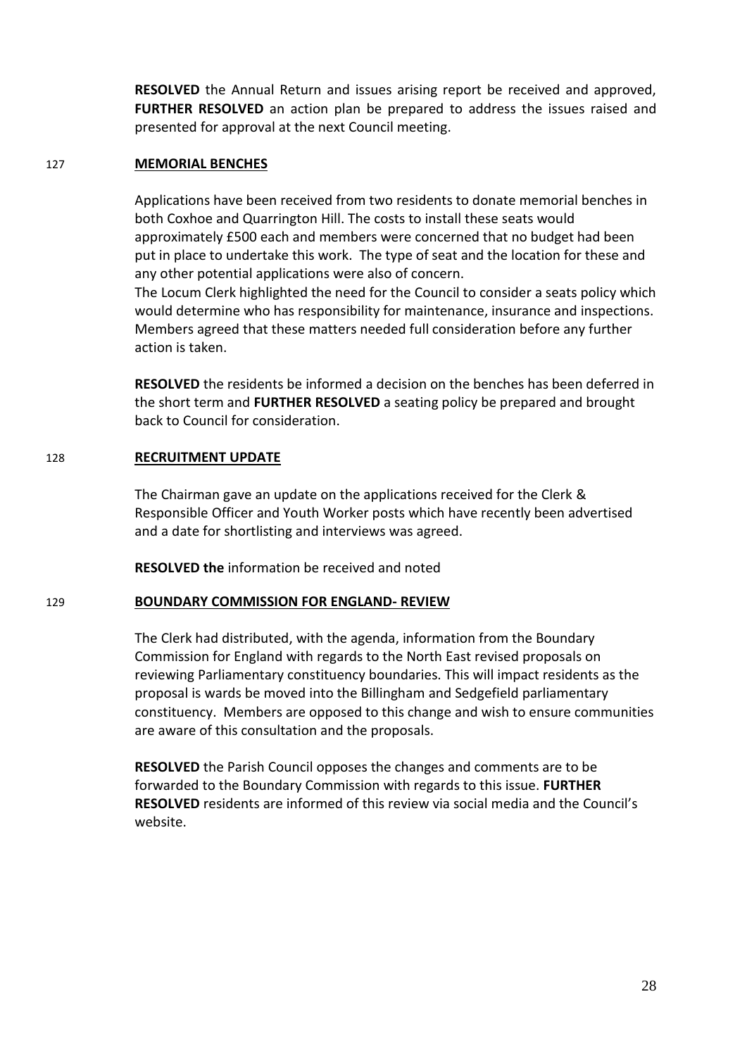**RESOLVED** the Annual Return and issues arising report be received and approved, **FURTHER RESOLVED** an action plan be prepared to address the issues raised and presented for approval at the next Council meeting.

## 127 MEMORIAL BENCHES

Applications have been received from two residents to donate memorial benches in both Coxhoe and Quarrington Hill. The costs to install these seats would approximately £500 each and members were concerned that no budget had been put in place to undertake this work. The type of seat and the location for these and any other potential applications were also of concern.

The Locum Clerk highlighted the need for the Council to consider a seats policy which would determine who has responsibility for maintenance, insurance and inspections. Members agreed that these matters needed full consideration before any further action is taken.

**RESOLVED** the residents be informed a decision on the benches has been deferred in the short term and **FURTHER RESOLVED** a seating policy be prepared and brought back to Council for consideration.

## 128 RECRUITMENT UPDATE

The Chairman gave an update on the applications received for the Clerk & Responsible Officer and Youth Worker posts which have recently been advertised and a date for shortlisting and interviews was agreed.

**RESOLVED the** information be received and noted

## 129 BOUNDARY COMMISSION FOR ENGLAND- REVIEW

The Clerk had distributed, with the agenda, information from the Boundary Commission for England with regards to the North East revised proposals on reviewing Parliamentary constituency boundaries. This will impact residents as the proposal is wards be moved into the Billingham and Sedgefield parliamentary constituency. Members are opposed to this change and wish to ensure communities are aware of this consultation and the proposals.

**RESOLVED** the Parish Council opposes the changes and comments are to be forwarded to the Boundary Commission with regards to this issue. **FURTHER RESOLVED** residents are informed of this review via social media and the Council's website.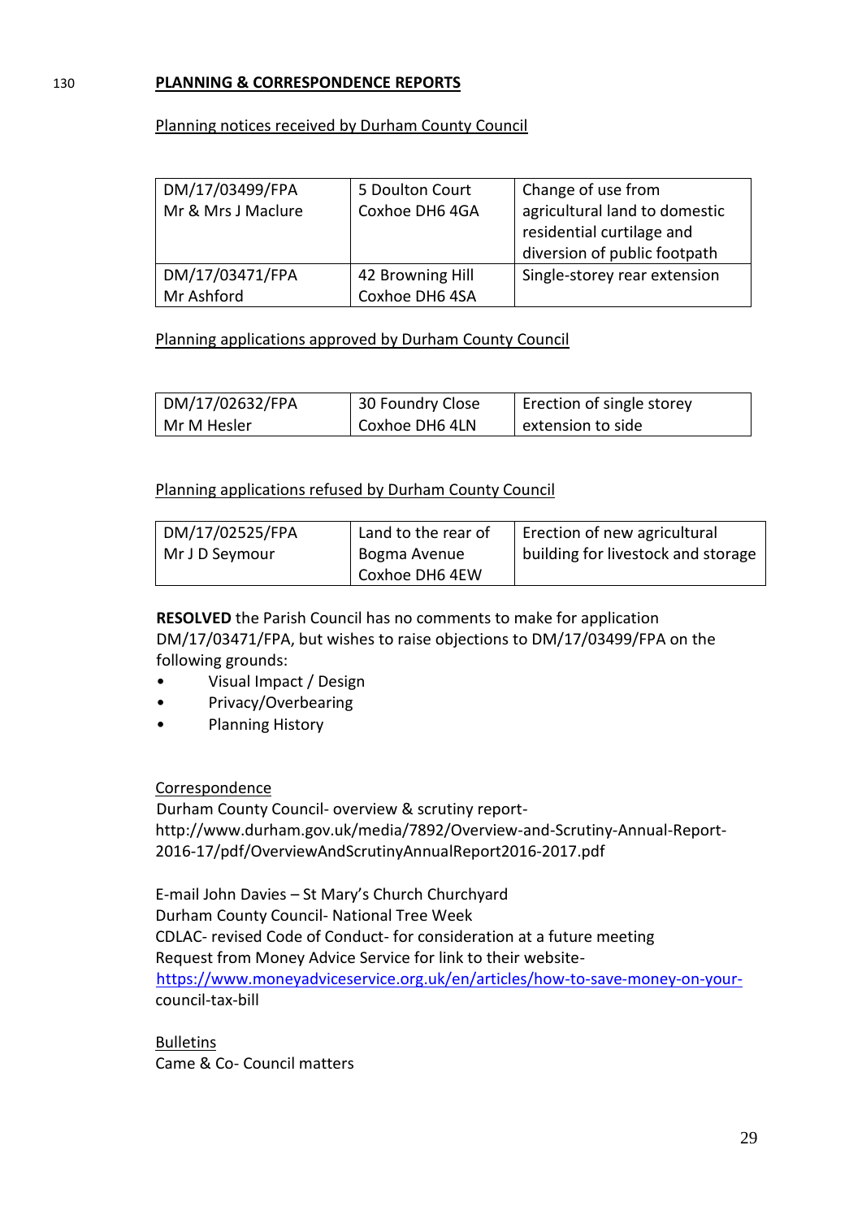130 **PLANNING & CORRESPONDENCE REPORTS**

Planning notices received by Durham County Council

| | | |
|---|---|---|
| DM/17/03499/FPA<br>Mr & Mrs J Maclure | 5 Doulton Court<br>Coxhoe DH6 4GA | Change of use from agricultural land to domestic residential curtilage and diversion of public footpath |
| DM/17/03471/FPA<br>Mr Ashford | 42 Browning Hill<br>Coxhoe DH6 4SA | Single-storey rear extension |

Planning applications approved by Durham County Council

| | | |
|---|---|---|
| DM/17/02632/FPA<br>Mr M Hesler | 30 Foundry Close<br>Coxhoe DH6 4LN | Erection of single storey extension to side |

Planning applications refused by Durham County Council

| | | |
|---|---|---|
| DM/17/02525/FPA<br>Mr J D Seymour | Land to the rear of Bogma Avenue<br>Coxhoe DH6 4EW | Erection of new agricultural building for livestock and storage |

**RESOLVED** the Parish Council has no comments to make for application DM/17/03471/FPA, but wishes to raise objections to DM/17/03499/FPA on the following grounds:

- Visual Impact / Design
- Privacy/Overbearing
- Planning History

Correspondence

Durham County Council- overview & scrutiny report- http://www.durham.gov.uk/media/7892/Overview-and-Scrutiny-Annual-Report-2016-17/pdf/OverviewAndScrutinyAnnualReport2016-2017.pdf

E-mail John Davies – St Mary's Church Churchyard
Durham County Council- National Tree Week
CDLAC- revised Code of Conduct- for consideration at a future meeting
Request from Money Advice Service for link to their website- https://www.moneyadviceservice.org.uk/en/articles/how-to-save-money-on-your-council-tax-bill

Bulletins

Came & Co- Council matters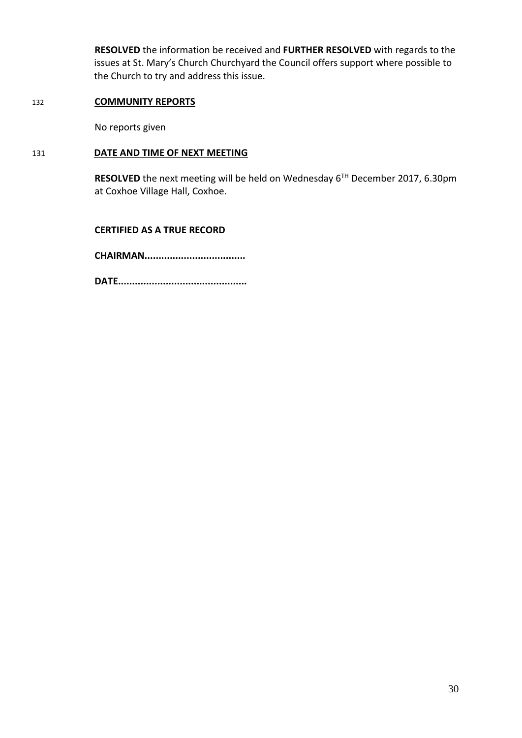**RESOLVED** the information be received and **FURTHER RESOLVED** with regards to the issues at St. Mary's Church Churchyard the Council offers support where possible to the Church to try and address this issue.

132 **COMMUNITY REPORTS**

No reports given

131 **DATE AND TIME OF NEXT MEETING**

**RESOLVED** the next meeting will be held on Wednesday 6TH December 2017, 6.30pm at Coxhoe Village Hall, Coxhoe.

**CERTIFIED AS A TRUE RECORD**

**CHAIRMAN...................................**

**DATE.............................................**